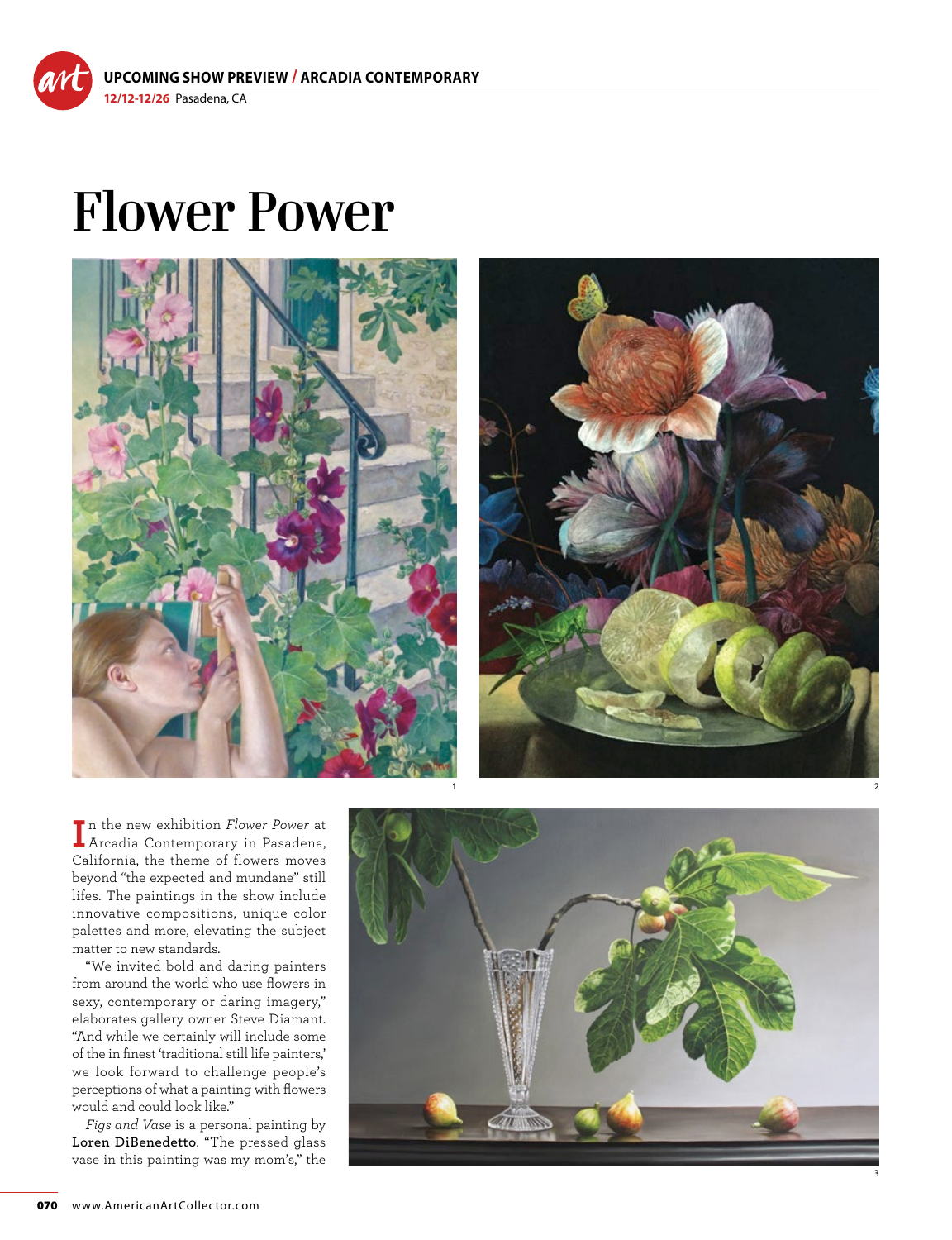UPCOMING SHOW PREVIEW / ARCADIA CONTEMPORARY

12/12-12/26 Pasadena, CA

# Flower Power

1

2

In the new exhibition *Flower Power* at Arcadia Contemporary in Pasadena, California, the theme of flowers moves beyond "the expected and mundane" still lifes. The paintings in the show include innovative compositions, unique color palettes and more, elevating the subject matter to new standards.

"We invited bold and daring painters from around the world who use flowers in sexy, contemporary or daring imagery," elaborates gallery owner Steve Diamant. "And while we certainly will include some of the in finest 'traditional still life painters,' we look forward to challenge people's perceptions of what a painting with flowers would and could look like."

*Figs and Vase* is a personal painting by **Loren DiBenedetto**. "The pressed glass vase in this painting was my mom's," the

3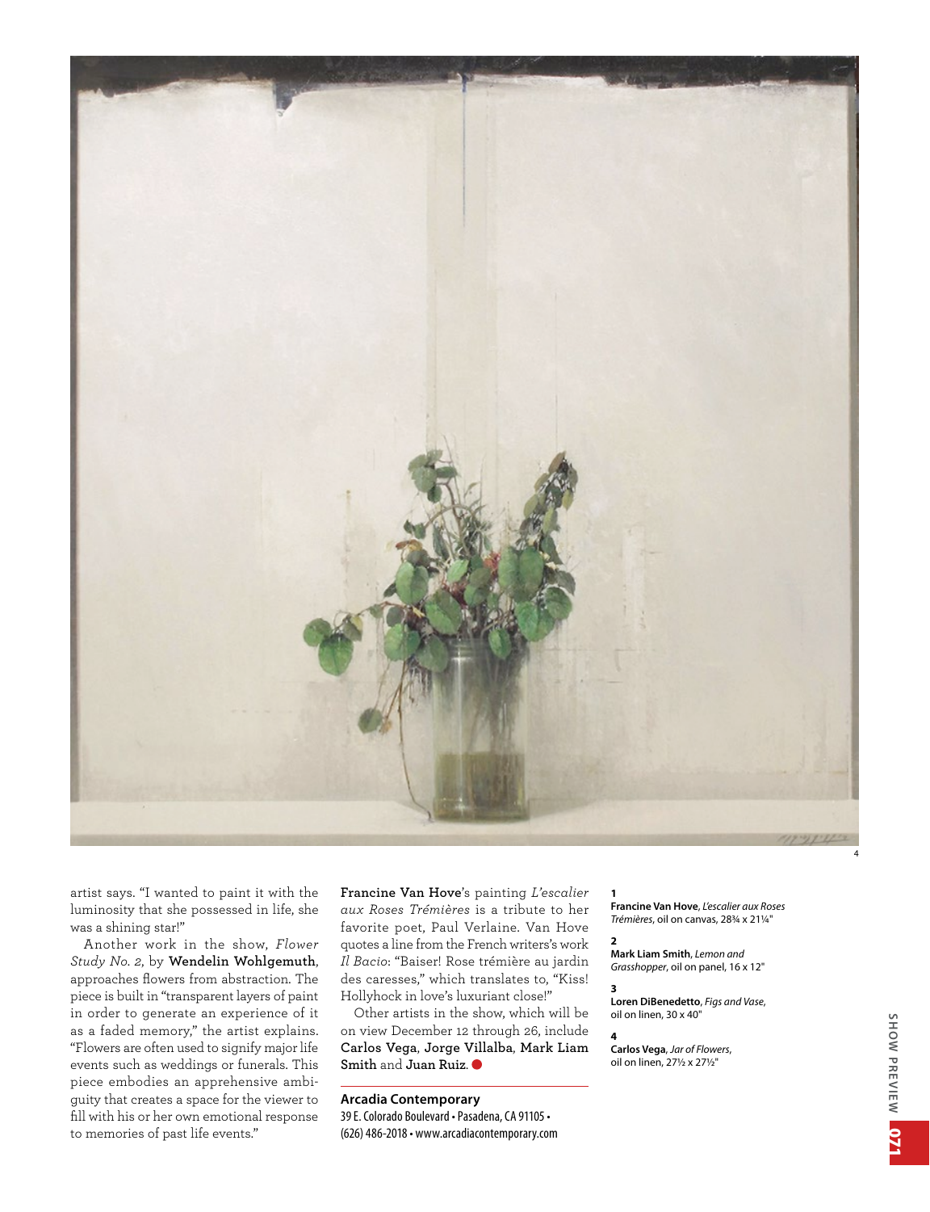artist says. "I wanted to paint it with the luminosity that she possessed in life, she was a shining star!"

Another work in the show, *Flower Study No. 2*, by **Wendelin Wohlgemuth**, approaches flowers from abstraction. The piece is built in "transparent layers of paint in order to generate an experience of it as a faded memory," the artist explains. "Flowers are often used to signify major life events such as weddings or funerals. This piece embodies an apprehensive ambiguity that creates a space for the viewer to fill with his or her own emotional response to memories of past life events."

**Francine Van Hove**'s painting *L'escalier aux Roses Trémières* is a tribute to her favorite poet, Paul Verlaine. Van Hove quotes a line from the French writers's work *Il Bacio*: "Baiser! Rose trémière au jardin des caresses," which translates to, "Kiss! Hollyhock in love's luxuriant close!"

Other artists in the show, which will be on view December 12 through 26, include **Carlos Vega**, **Jorge Villalba**, **Mark Liam Smith** and **Juan Ruiz**.

**Arcadia Contemporary**
39 E. Colorado Boulevard • Pasadena, CA 91105 • (626) 486-2018 • www.arcadiacontemporary.com

1
**Francine Van Hove**, *L'escalier aux Roses Trémières*, oil on canvas, 28¾ x 21¼"

2
**Mark Liam Smith**, *Lemon and Grasshopper*, oil on panel, 16 x 12"

3
**Loren DiBenedetto**, *Figs and Vase*, oil on linen, 30 x 40"

4
**Carlos Vega**, *Jar of Flowers*, oil on linen, 27½ x 27½"